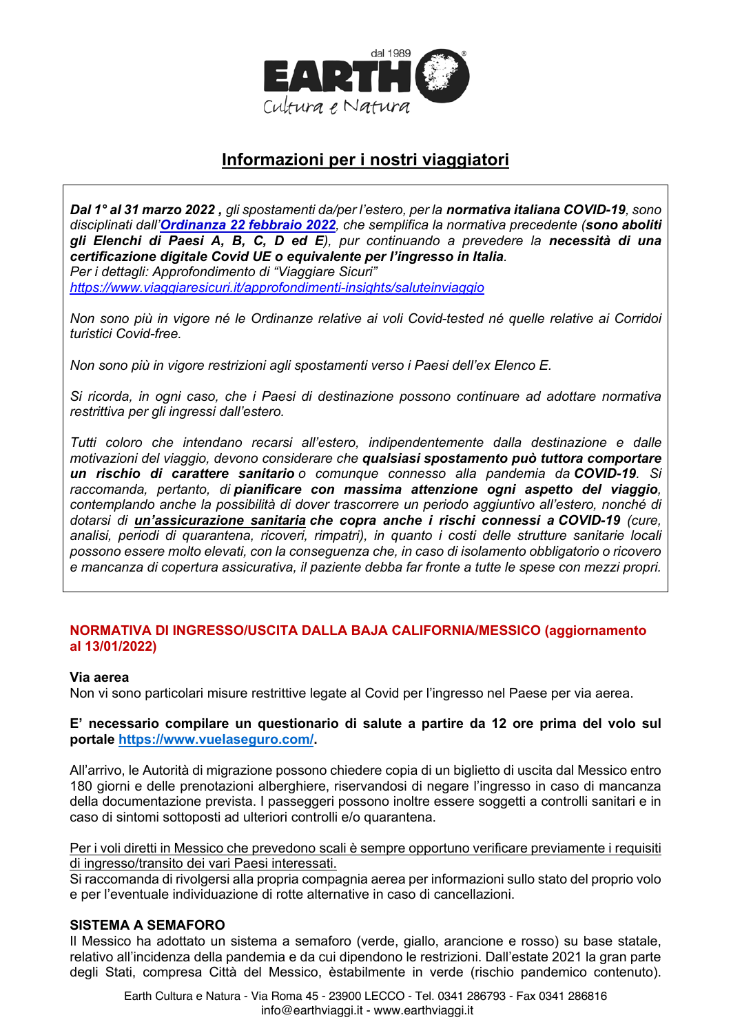EARTH dal 1989 Cultura e Natura

# Informazioni per i nostri viaggiatori

*__Dal 1° al 31 marzo 2022 ,__ gli spostamenti da/per l'estero, per la __normativa italiana COVID-19__, sono disciplinati dall'__[Ordinanza 22 febbraio 2022](#)__, che semplifica la normativa precedente (__sono aboliti gli Elenchi di Paesi A, B, C, D ed E__), pur continuando a prevedere la __necessità di una certificazione digitale Covid UE o equivalente per l'ingresso in Italia__.*
*Per i dettagli: Approfondimento di "Viaggiare Sicuri"*
*https://www.viaggiaresicuri.it/approfondimenti-insights/saluteinviaggio*

*Non sono più in vigore né le Ordinanze relative ai voli Covid-tested né quelle relative ai Corridoi turistici Covid-free.*

*Non sono più in vigore restrizioni agli spostamenti verso i Paesi dell'ex Elenco E.*

*Si ricorda, in ogni caso, che i Paesi di destinazione possono continuare ad adottare normativa restrittiva per gli ingressi dall'estero.*

*Tutti coloro che intendano recarsi all'estero, indipendentemente dalla destinazione e dalle motivazioni del viaggio, devono considerare che __qualsiasi spostamento può tuttora comportare un rischio di carattere sanitario__ o comunque connesso alla pandemia da __COVID-19__. Si raccomanda, pertanto, di __pianificare con massima attenzione ogni aspetto del viaggio__, contemplando anche la possibilità di dover trascorrere un periodo aggiuntivo all'estero, nonché di dotarsi di __<u>un'assicurazione sanitaria</u> che copra anche i rischi connessi a COVID-19__ (cure, analisi, periodi di quarantena, ricoveri, rimpatri), in quanto i costi delle strutture sanitarie locali possono essere molto elevati, con la conseguenza che, in caso di isolamento obbligatorio o ricovero e mancanza di copertura assicurativa, il paziente debba far fronte a tutte le spese con mezzi propri.*

## NORMATIVA DI INGRESSO/USCITA DALLA BAJA CALIFORNIA/MESSICO (aggiornamento al 13/01/2022)

**Via aerea**
Non vi sono particolari misure restrittive legate al Covid per l'ingresso nel Paese per via aerea.

**E' necessario compilare un questionario di salute a partire da 12 ore prima del volo sul portale https://www.vuelaseguro.com/.**

All'arrivo, le Autorità di migrazione possono chiedere copia di un biglietto di uscita dal Messico entro 180 giorni e delle prenotazioni alberghiere, riservandosi di negare l'ingresso in caso di mancanza della documentazione prevista. I passeggeri possono inoltre essere soggetti a controlli sanitari e in caso di sintomi sottoposti ad ulteriori controlli e/o quarantena.

<u>Per i voli diretti in Messico che prevedono scali è sempre opportuno verificare previamente i requisiti di ingresso/transito dei vari Paesi interessati.</u>
Si raccomanda di rivolgersi alla propria compagnia aerea per informazioni sullo stato del proprio volo e per l'eventuale individuazione di rotte alternative in caso di cancellazioni.

**SISTEMA A SEMAFORO**
Il Messico ha adottato un sistema a semaforo (verde, giallo, arancione e rosso) su base statale, relativo all'incidenza della pandemia e da cui dipendono le restrizioni. Dall'estate 2021 la gran parte degli Stati, compresa Città del Messico, èstabilmente in verde (rischio pandemico contenuto).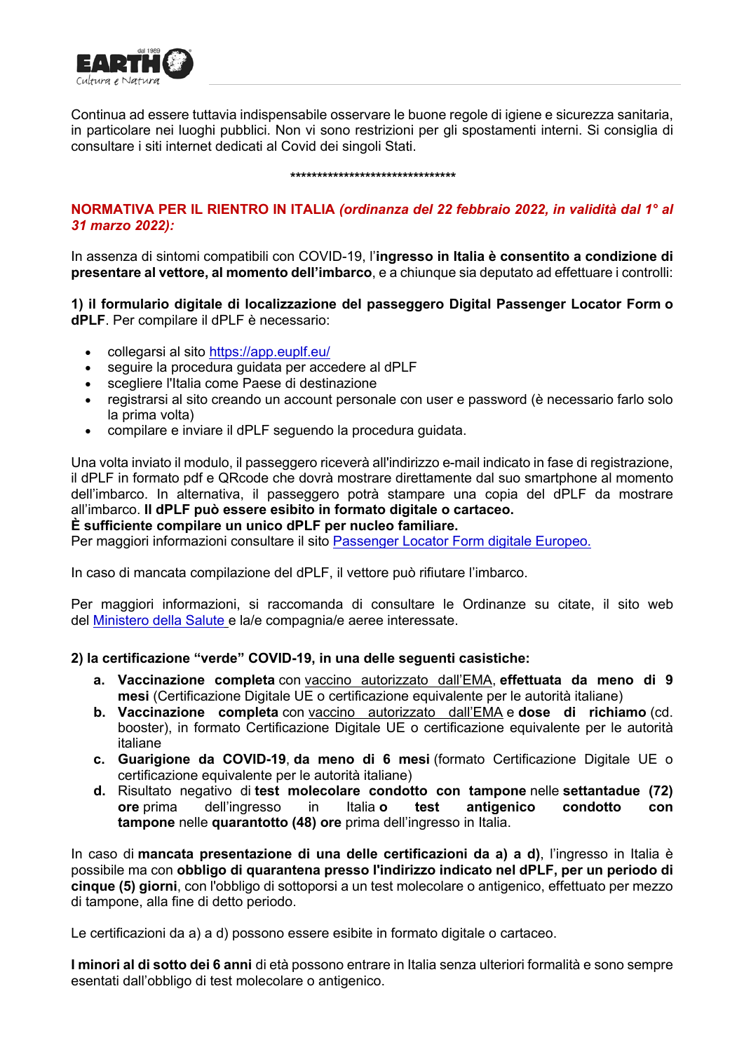Continua ad essere tuttavia indispensabile osservare le buone regole di igiene e sicurezza sanitaria, in particolare nei luoghi pubblici. Non vi sono restrizioni per gli spostamenti interni. Si consiglia di consultare i siti internet dedicati al Covid dei singoli Stati.

*******************************

**NORMATIVA PER IL RIENTRO IN ITALIA** ***(ordinanza del 22 febbraio 2022, in validità dal 1° al 31 marzo 2022):***

In assenza di sintomi compatibili con COVID-19, l'**ingresso in Italia è consentito a condizione di presentare al vettore, al momento dell'imbarco**, e a chiunque sia deputato ad effettuare i controlli:

**1) il formulario digitale di localizzazione del passeggero Digital Passenger Locator Form o dPLF**. Per compilare il dPLF è necessario:

- collegarsi al sito https://app.euplf.eu/
- seguire la procedura guidata per accedere al dPLF
- scegliere l'Italia come Paese di destinazione
- registrarsi al sito creando un account personale con user e password (è necessario farlo solo la prima volta)
- compilare e inviare il dPLF seguendo la procedura guidata.

Una volta inviato il modulo, il passeggero riceverà all'indirizzo e-mail indicato in fase di registrazione, il dPLF in formato pdf e QRcode che dovrà mostrare direttamente dal suo smartphone al momento dell'imbarco. In alternativa, il passeggero potrà stampare una copia del dPLF da mostrare all'imbarco. **Il dPLF può essere esibito in formato digitale o cartaceo.**
**È sufficiente compilare un unico dPLF per nucleo familiare.**
Per maggiori informazioni consultare il sito Passenger Locator Form digitale Europeo.

In caso di mancata compilazione del dPLF, il vettore può rifiutare l'imbarco.

Per maggiori informazioni, si raccomanda di consultare le Ordinanze su citate, il sito web del Ministero della Salute e la/e compagnia/e aeree interessate.

**2) la certificazione "verde" COVID-19, in una delle seguenti casistiche:**

a. **Vaccinazione completa** con vaccino autorizzato dall'EMA, **effettuata da meno di 9 mesi** (Certificazione Digitale UE o certificazione equivalente per le autorità italiane)
b. **Vaccinazione completa** con vaccino autorizzato dall'EMA e **dose di richiamo** (cd. booster), in formato Certificazione Digitale UE o certificazione equivalente per le autorità italiane
c. **Guarigione da COVID-19**, **da meno di 6 mesi** (formato Certificazione Digitale UE o certificazione equivalente per le autorità italiane)
d. Risultato negativo di **test molecolare condotto con tampone** nelle **settantadue (72) ore** prima dell'ingresso in Italia **o test antigenico condotto con tampone** nelle **quarantotto (48) ore** prima dell'ingresso in Italia.

In caso di **mancata presentazione di una delle certificazioni da a) a d)**, l'ingresso in Italia è possibile ma con **obbligo di quarantena presso l'indirizzo indicato nel dPLF, per un periodo di cinque (5) giorni**, con l'obbligo di sottoporsi a un test molecolare o antigenico, effettuato per mezzo di tampone, alla fine di detto periodo.

Le certificazioni da a) a d) possono essere esibite in formato digitale o cartaceo.

**I minori al di sotto dei 6 anni** di età possono entrare in Italia senza ulteriori formalità e sono sempre esentati dall'obbligo di test molecolare o antigenico.